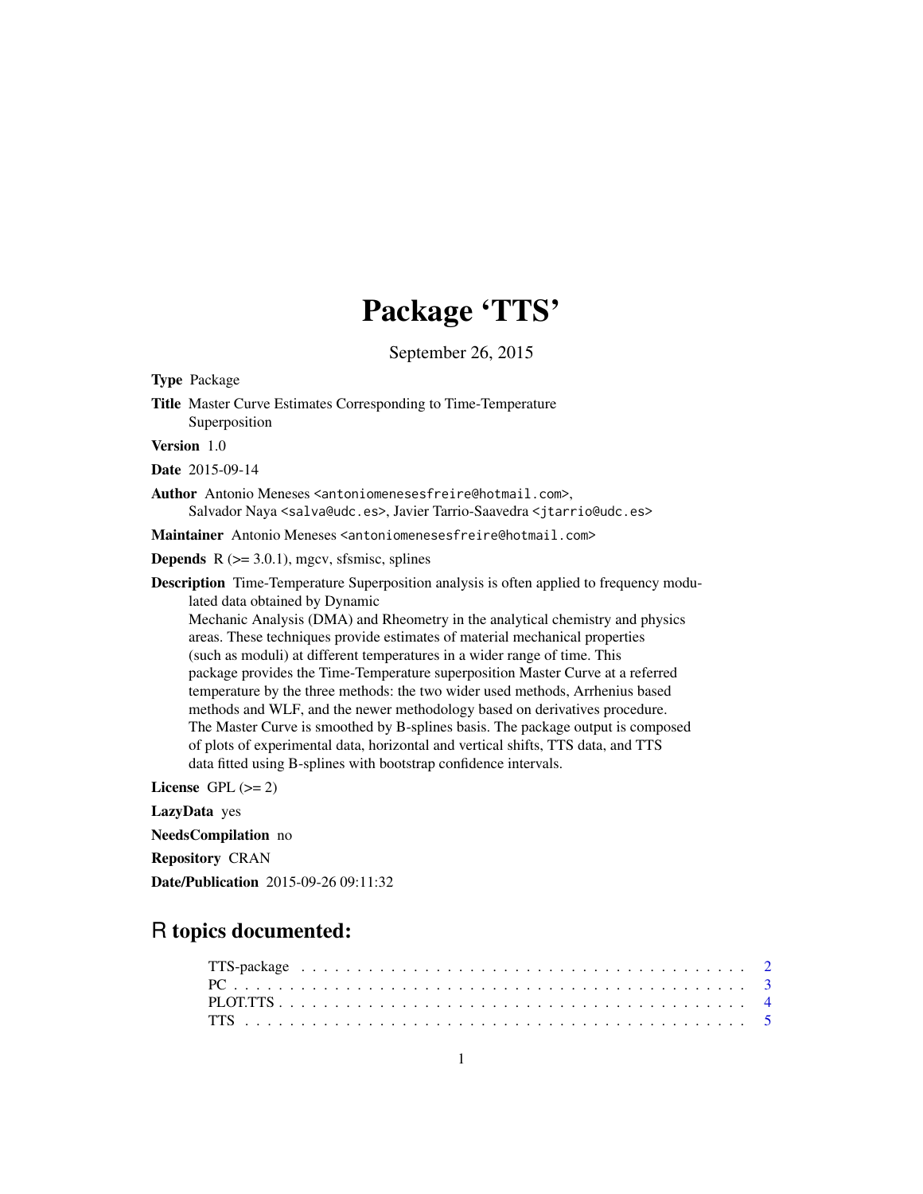# Package 'TTS'

September 26, 2015

**Type** Package

**Title** Master Curve Estimates Corresponding to Time-Temperature Superposition

**Version** 1.0

**Date** 2015-09-14

**Author** Antonio Meneses <antoniomenesesfreire@hotmail.com>, Salvador Naya <salva@udc.es>, Javier Tarrio-Saavedra <jtarrio@udc.es>

**Maintainer** Antonio Meneses <antoniomenesesfreire@hotmail.com>

**Depends** R (>= 3.0.1), mgcv, sfsmisc, splines

**Description** Time-Temperature Superposition analysis is often applied to frequency modulated data obtained by Dynamic Mechanic Analysis (DMA) and Rheometry in the analytical chemistry and physics areas. These techniques provide estimates of material mechanical properties (such as moduli) at different temperatures in a wider range of time. This package provides the Time-Temperature superposition Master Curve at a referred temperature by the three methods: the two wider used methods, Arrhenius based methods and WLF, and the newer methodology based on derivatives procedure. The Master Curve is smoothed by B-splines basis. The package output is composed of plots of experimental data, horizontal and vertical shifts, TTS data, and TTS data fitted using B-splines with bootstrap confidence intervals.

**License** GPL (>= 2)

**LazyData** yes

**NeedsCompilation** no

**Repository** CRAN

**Date/Publication** 2015-09-26 09:11:32

## R topics documented:

| | |
|---|---|
| TTS-package | 2 |
| PC | 3 |
| PLOT.TTS | 4 |
| TTS | 5 |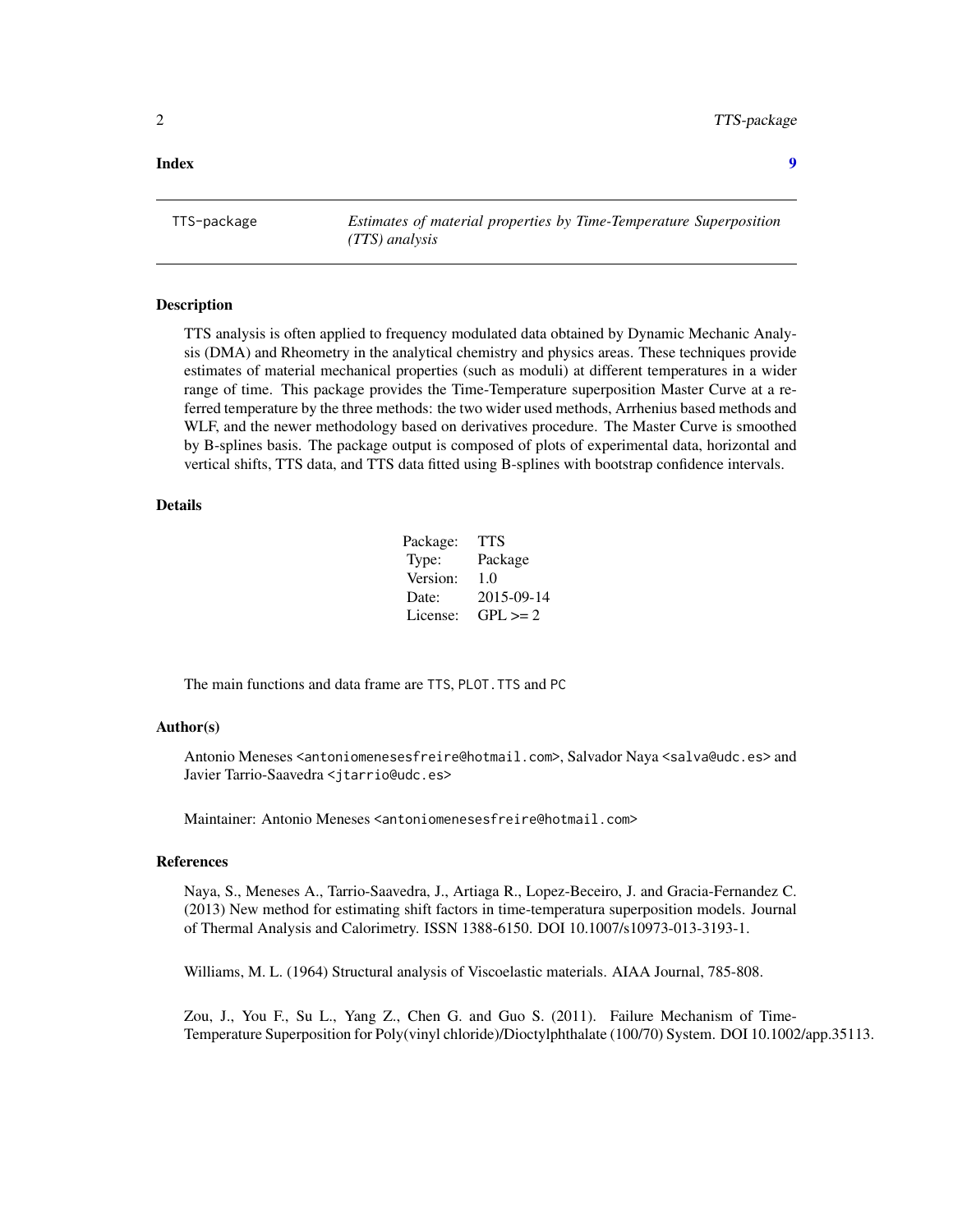**Index** **9**

---

TTS-package *Estimates of material properties by Time-Temperature Superposition (TTS) analysis*

---

## Description

TTS analysis is often applied to frequency modulated data obtained by Dynamic Mechanic Analysis (DMA) and Rheometry in the analytical chemistry and physics areas. These techniques provide estimates of material mechanical properties (such as moduli) at different temperatures in a wider range of time. This package provides the Time-Temperature superposition Master Curve at a referred temperature by the three methods: the two wider used methods, Arrhenius based methods and WLF, and the newer methodology based on derivatives procedure. The Master Curve is smoothed by B-splines basis. The package output is composed of plots of experimental data, horizontal and vertical shifts, TTS data, and TTS data fitted using B-splines with bootstrap confidence intervals.

## Details

| | |
|---|---|
| Package: | TTS |
| Type: | Package |
| Version: | 1.0 |
| Date: | 2015-09-14 |
| License: | GPL >= 2 |

The main functions and data frame are `TTS`, `PLOT.TTS` and `PC`

## Author(s)

Antonio Meneses <antoniomenesesfreire@hotmail.com>, Salvador Naya <salva@udc.es> and Javier Tarrio-Saavedra <jtarrio@udc.es>

Maintainer: Antonio Meneses <antoniomenesesfreire@hotmail.com>

## References

Naya, S., Meneses A., Tarrio-Saavedra, J., Artiaga R., Lopez-Beceiro, J. and Gracia-Fernandez C. (2013) New method for estimating shift factors in time-temperatura superposition models. Journal of Thermal Analysis and Calorimetry. ISSN 1388-6150. DOI 10.1007/s10973-013-3193-1.

Williams, M. L. (1964) Structural analysis of Viscoelastic materials. AIAA Journal, 785-808.

Zou, J., You F., Su L., Yang Z., Chen G. and Guo S. (2011). Failure Mechanism of Time-Temperature Superposition for Poly(vinyl chloride)/Dioctylphthalate (100/70) System. DOI 10.1002/app.35113.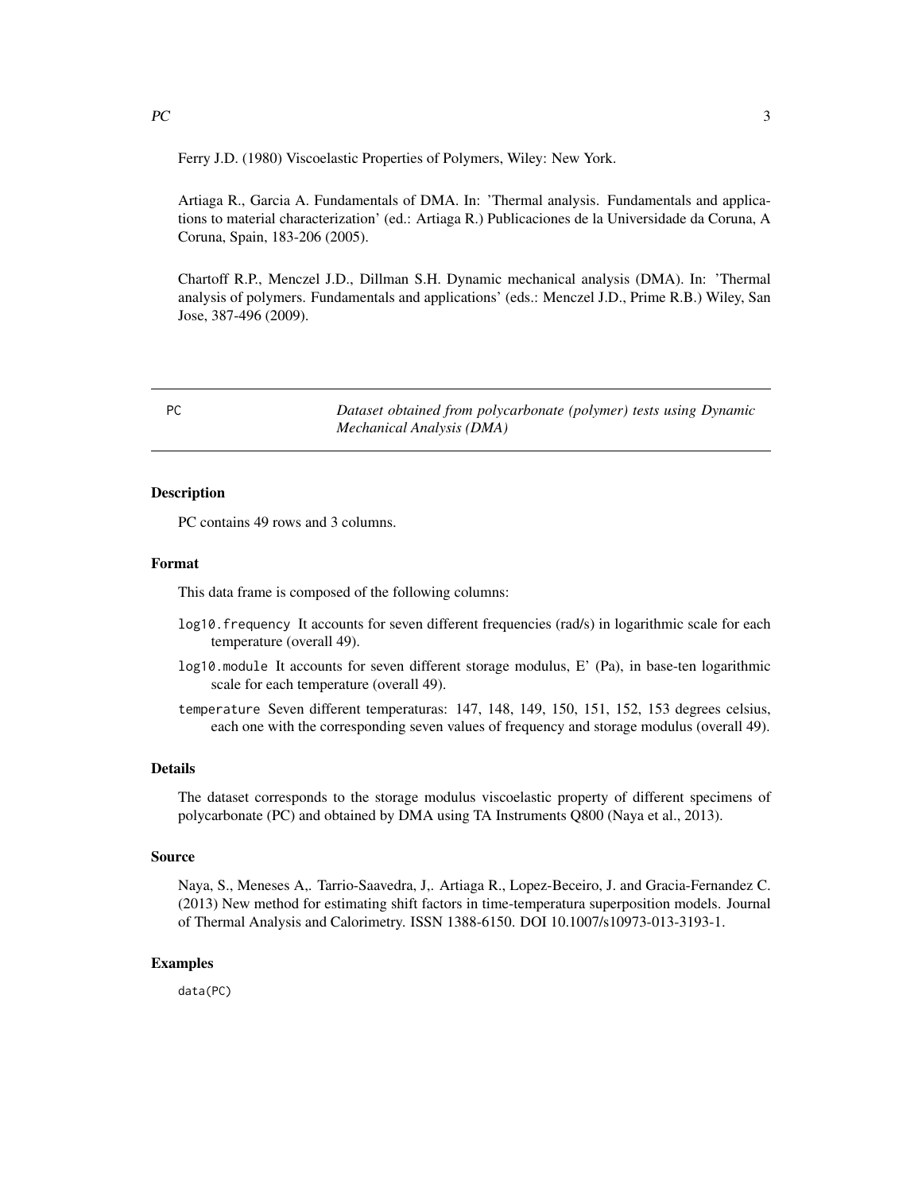Ferry J.D. (1980) Viscoelastic Properties of Polymers, Wiley: New York.

Artiaga R., Garcia A. Fundamentals of DMA. In: 'Thermal analysis. Fundamentals and applications to material characterization' (ed.: Artiaga R.) Publicaciones de la Universidade da Coruna, A Coruna, Spain, 183-206 (2005).

Chartoff R.P., Menczel J.D., Dillman S.H. Dynamic mechanical analysis (DMA). In: 'Thermal analysis of polymers. Fundamentals and applications' (eds.: Menczel J.D., Prime R.B.) Wiley, San Jose, 387-496 (2009).

---

## PC — *Dataset obtained from polycarbonate (polymer) tests using Dynamic Mechanical Analysis (DMA)*

### Description

PC contains 49 rows and 3 columns.

### Format

This data frame is composed of the following columns:

- `log10.frequency` It accounts for seven different frequencies (rad/s) in logarithmic scale for each temperature (overall 49).
- `log10.module` It accounts for seven different storage modulus, E' (Pa), in base-ten logarithmic scale for each temperature (overall 49).
- `temperature` Seven different temperaturas: 147, 148, 149, 150, 151, 152, 153 degrees celsius, each one with the corresponding seven values of frequency and storage modulus (overall 49).

### Details

The dataset corresponds to the storage modulus viscoelastic property of different specimens of polycarbonate (PC) and obtained by DMA using TA Instruments Q800 (Naya et al., 2013).

### Source

Naya, S., Meneses A,. Tarrio-Saavedra, J,. Artiaga R., Lopez-Beceiro, J. and Gracia-Fernandez C. (2013) New method for estimating shift factors in time-temperatura superposition models. Journal of Thermal Analysis and Calorimetry. ISSN 1388-6150. DOI 10.1007/s10973-013-3193-1.

### Examples

```
data(PC)
```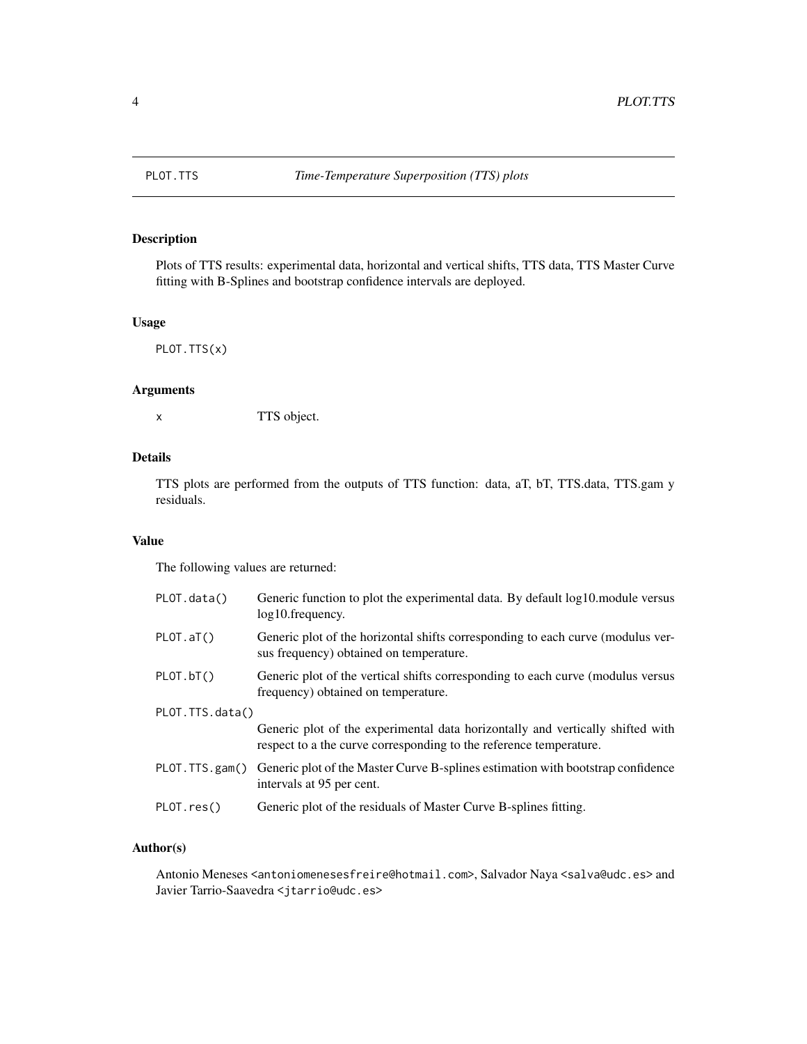PLOT.TTS *Time-Temperature Superposition (TTS) plots*

## Description

Plots of TTS results: experimental data, horizontal and vertical shifts, TTS data, TTS Master Curve fitting with B-Splines and bootstrap confidence intervals are deployed.

## Usage

```
PLOT.TTS(x)
```

## Arguments

| | |
|---|---|
| x | TTS object. |

## Details

TTS plots are performed from the outputs of TTS function: data, aT, bT, TTS.data, TTS.gam y residuals.

## Value

The following values are returned:

| | |
|---|---|
| PLOT.data() | Generic function to plot the experimental data. By default log10.module versus log10.frequency. |
| PLOT.aT() | Generic plot of the horizontal shifts corresponding to each curve (modulus versus frequency) obtained on temperature. |
| PLOT.bT() | Generic plot of the vertical shifts corresponding to each curve (modulus versus frequency) obtained on temperature. |
| PLOT.TTS.data() | Generic plot of the experimental data horizontally and vertically shifted with respect to a the curve corresponding to the reference temperature. |
| PLOT.TTS.gam() | Generic plot of the Master Curve B-splines estimation with bootstrap confidence intervals at 95 per cent. |
| PLOT.res() | Generic plot of the residuals of Master Curve B-splines fitting. |

## Author(s)

Antonio Meneses <antoniomenesesfreire@hotmail.com>, Salvador Naya <salva@udc.es> and Javier Tarrio-Saavedra <jtarrio@udc.es>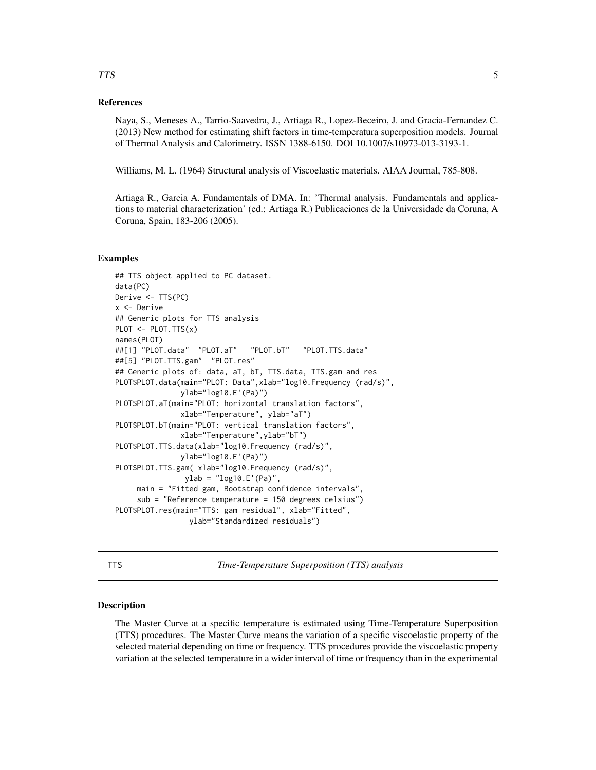### References

Naya, S., Meneses A., Tarrio-Saavedra, J., Artiaga R., Lopez-Beceiro, J. and Gracia-Fernandez C. (2013) New method for estimating shift factors in time-temperatura superposition models. Journal of Thermal Analysis and Calorimetry. ISSN 1388-6150. DOI 10.1007/s10973-013-3193-1.

Williams, M. L. (1964) Structural analysis of Viscoelastic materials. AIAA Journal, 785-808.

Artiaga R., Garcia A. Fundamentals of DMA. In: 'Thermal analysis. Fundamentals and applications to material characterization' (ed.: Artiaga R.) Publicaciones de la Universidade da Coruna, A Coruna, Spain, 183-206 (2005).

### Examples

```
## TTS object applied to PC dataset.
data(PC)
Derive <- TTS(PC)
x <- Derive
## Generic plots for TTS analysis
PLOT <- PLOT.TTS(x)
names(PLOT)
##[1] "PLOT.data"  "PLOT.aT"   "PLOT.bT"   "PLOT.TTS.data"
##[5] "PLOT.TTS.gam"  "PLOT.res"
## Generic plots of: data, aT, bT, TTS.data, TTS.gam and res
PLOT$PLOT.data(main="PLOT: Data",xlab="log10.Frequency (rad/s)",
              ylab="log10.E'(Pa)")
PLOT$PLOT.aT(main="PLOT: horizontal translation factors",
              xlab="Temperature", ylab="aT")
PLOT$PLOT.bT(main="PLOT: vertical translation factors",
              xlab="Temperature",ylab="bT")
PLOT$PLOT.TTS.data(xlab="log10.Frequency (rad/s)",
              ylab="log10.E'(Pa)")
PLOT$PLOT.TTS.gam( xlab="log10.Frequency (rad/s)",
               ylab = "log10.E'(Pa)",
     main = "Fitted gam, Bootstrap confidence intervals",
     sub = "Reference temperature = 150 degrees celsius")
PLOT$PLOT.res(main="TTS: gam residual", xlab="Fitted",
                ylab="Standardized residuals")
```

---

TTS *Time-Temperature Superposition (TTS) analysis*

---

### Description

The Master Curve at a specific temperature is estimated using Time-Temperature Superposition (TTS) procedures. The Master Curve means the variation of a specific viscoelastic property of the selected material depending on time or frequency. TTS procedures provide the viscoelastic property variation at the selected temperature in a wider interval of time or frequency than in the experimental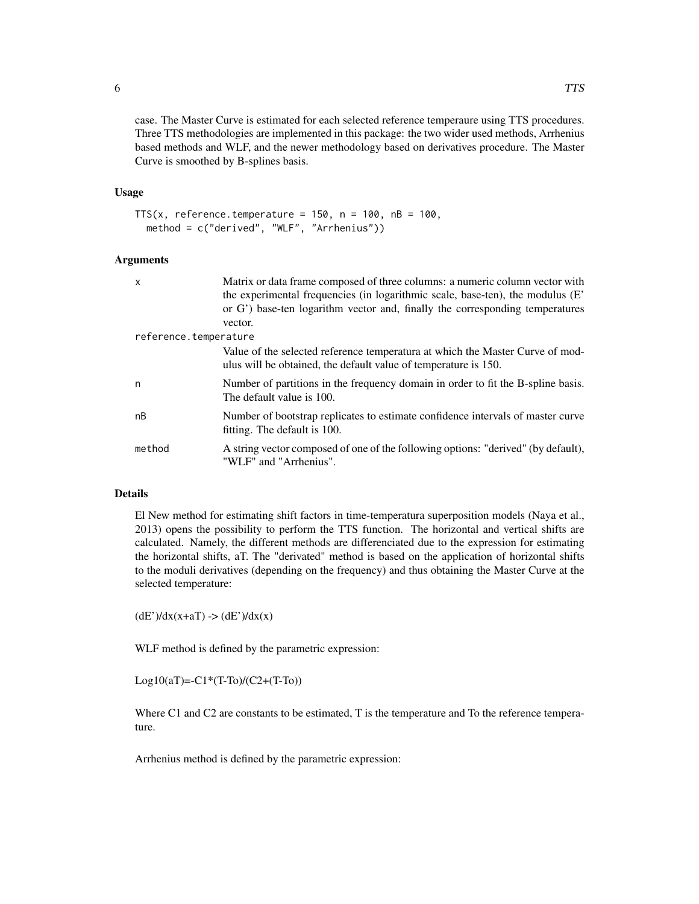case. The Master Curve is estimated for each selected reference temperaure using TTS procedures. Three TTS methodologies are implemented in this package: the two wider used methods, Arrhenius based methods and WLF, and the newer methodology based on derivatives procedure. The Master Curve is smoothed by B-splines basis.

### Usage

```
TTS(x, reference.temperature = 150, n = 100, nB = 100,
  method = c("derived", "WLF", "Arrhenius"))
```

### Arguments

| | |
|---|---|
| x | Matrix or data frame composed of three columns: a numeric column vector with the experimental frequencies (in logarithmic scale, base-ten), the modulus (E' or G') base-ten logarithm vector and, finally the corresponding temperatures vector. |
| reference.temperature | Value of the selected reference temperatura at which the Master Curve of modulus will be obtained, the default value of temperature is 150. |
| n | Number of partitions in the frequency domain in order to fit the B-spline basis. The default value is 100. |
| nB | Number of bootstrap replicates to estimate confidence intervals of master curve fitting. The default is 100. |
| method | A string vector composed of one of the following options: "derived" (by default), "WLF" and "Arrhenius". |

### Details

El New method for estimating shift factors in time-temperatura superposition models (Naya et al., 2013) opens the possibility to perform the TTS function. The horizontal and vertical shifts are calculated. Namely, the different methods are differenciated due to the expression for estimating the horizontal shifts, aT. The "derivated" method is based on the application of horizontal shifts to the moduli derivatives (depending on the frequency) and thus obtaining the Master Curve at the selected temperature:

(dE')/dx(x+aT) -> (dE')/dx(x)

WLF method is defined by the parametric expression:

Log10(aT)=-C1*(T-To)/(C2+(T-To))

Where C1 and C2 are constants to be estimated, T is the temperature and To the reference temperature.

Arrhenius method is defined by the parametric expression: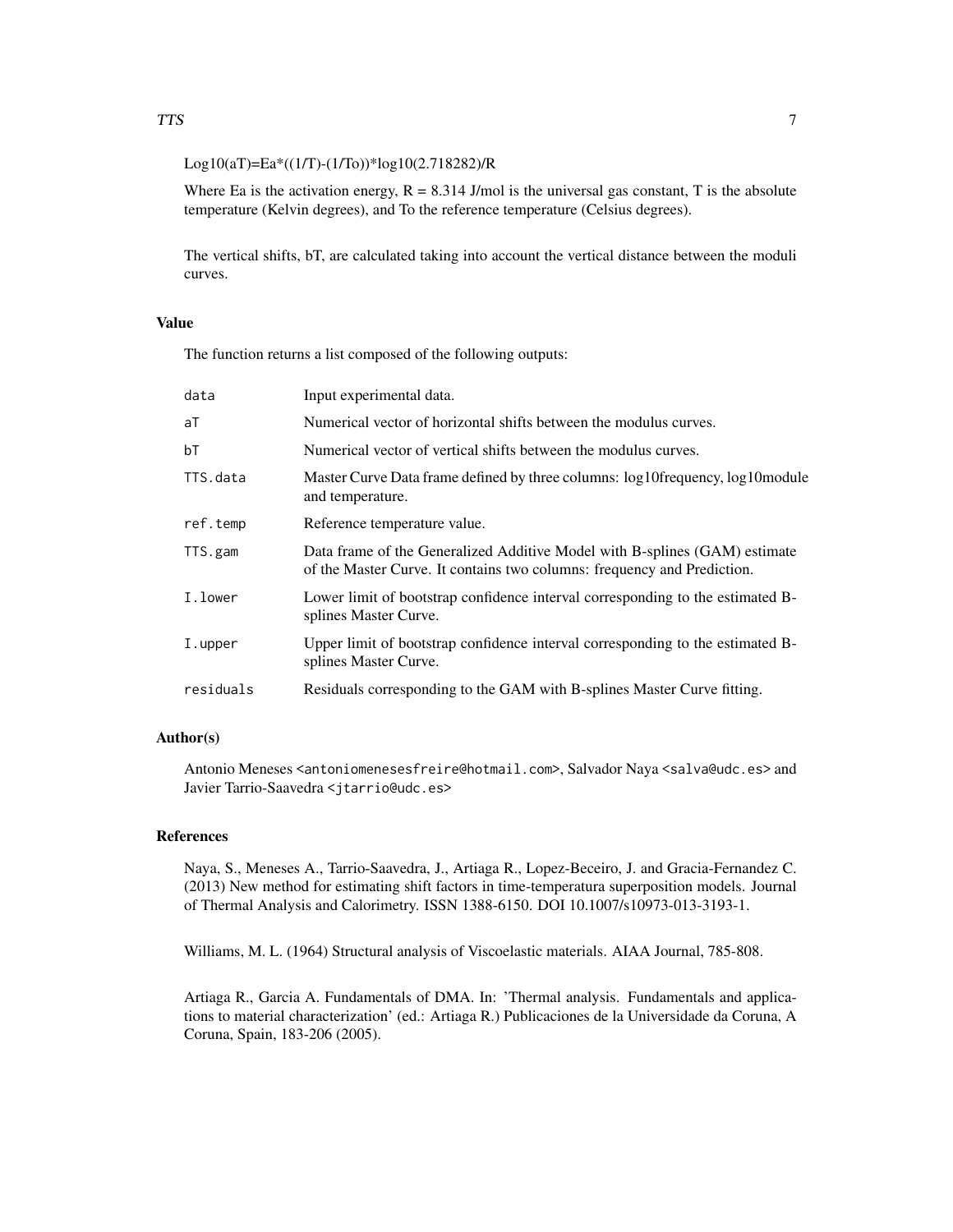Log10(aT)=Ea*((1/T)-(1/To))*log10(2.718282)/R

Where Ea is the activation energy, R = 8.314 J/mol is the universal gas constant, T is the absolute temperature (Kelvin degrees), and To the reference temperature (Celsius degrees).

The vertical shifts, bT, are calculated taking into account the vertical distance between the moduli curves.

### Value

The function returns a list composed of the following outputs:

| | |
|---|---|
| `data` | Input experimental data. |
| `aT` | Numerical vector of horizontal shifts between the modulus curves. |
| `bT` | Numerical vector of vertical shifts between the modulus curves. |
| `TTS.data` | Master Curve Data frame defined by three columns: log10frequency, log10module and temperature. |
| `ref.temp` | Reference temperature value. |
| `TTS.gam` | Data frame of the Generalized Additive Model with B-splines (GAM) estimate of the Master Curve. It contains two columns: frequency and Prediction. |
| `I.lower` | Lower limit of bootstrap confidence interval corresponding to the estimated B-splines Master Curve. |
| `I.upper` | Upper limit of bootstrap confidence interval corresponding to the estimated B-splines Master Curve. |
| `residuals` | Residuals corresponding to the GAM with B-splines Master Curve fitting. |

### Author(s)

Antonio Meneses <antoniomenesesfreire@hotmail.com>, Salvador Naya <salva@udc.es> and Javier Tarrio-Saavedra <jtarrio@udc.es>

### References

Naya, S., Meneses A., Tarrio-Saavedra, J., Artiaga R., Lopez-Beceiro, J. and Gracia-Fernandez C. (2013) New method for estimating shift factors in time-temperatura superposition models. Journal of Thermal Analysis and Calorimetry. ISSN 1388-6150. DOI 10.1007/s10973-013-3193-1.

Williams, M. L. (1964) Structural analysis of Viscoelastic materials. AIAA Journal, 785-808.

Artiaga R., Garcia A. Fundamentals of DMA. In: 'Thermal analysis. Fundamentals and applications to material characterization' (ed.: Artiaga R.) Publicaciones de la Universidade da Coruna, A Coruna, Spain, 183-206 (2005).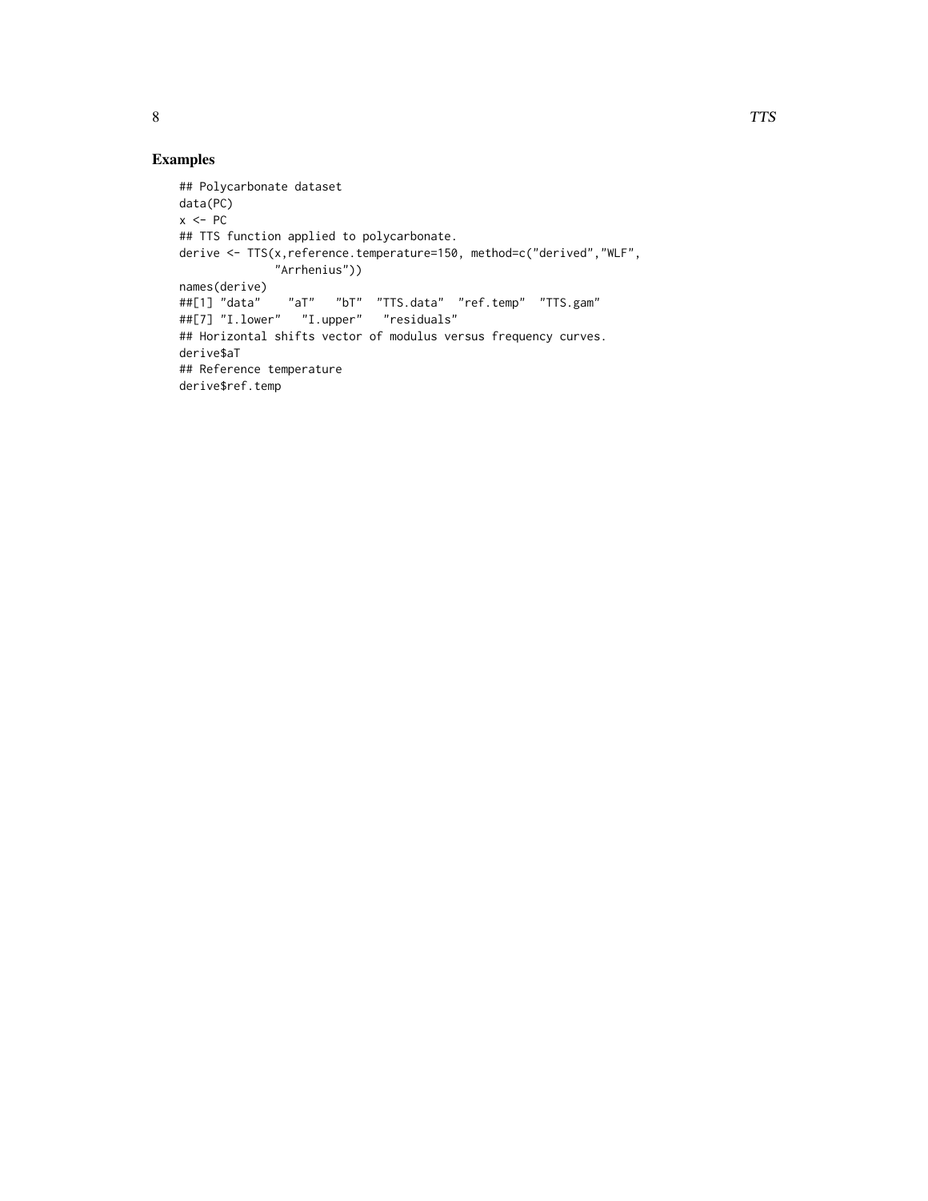## Examples

```
## Polycarbonate dataset
data(PC)
x <- PC
## TTS function applied to polycarbonate.
derive <- TTS(x,reference.temperature=150, method=c("derived","WLF",
            "Arrhenius"))
names(derive)
##[1] "data"    "aT"   "bT"  "TTS.data"  "ref.temp"  "TTS.gam"
##[7] "I.lower"   "I.upper"   "residuals"
## Horizontal shifts vector of modulus versus frequency curves.
derive$aT
## Reference temperature
derive$ref.temp
```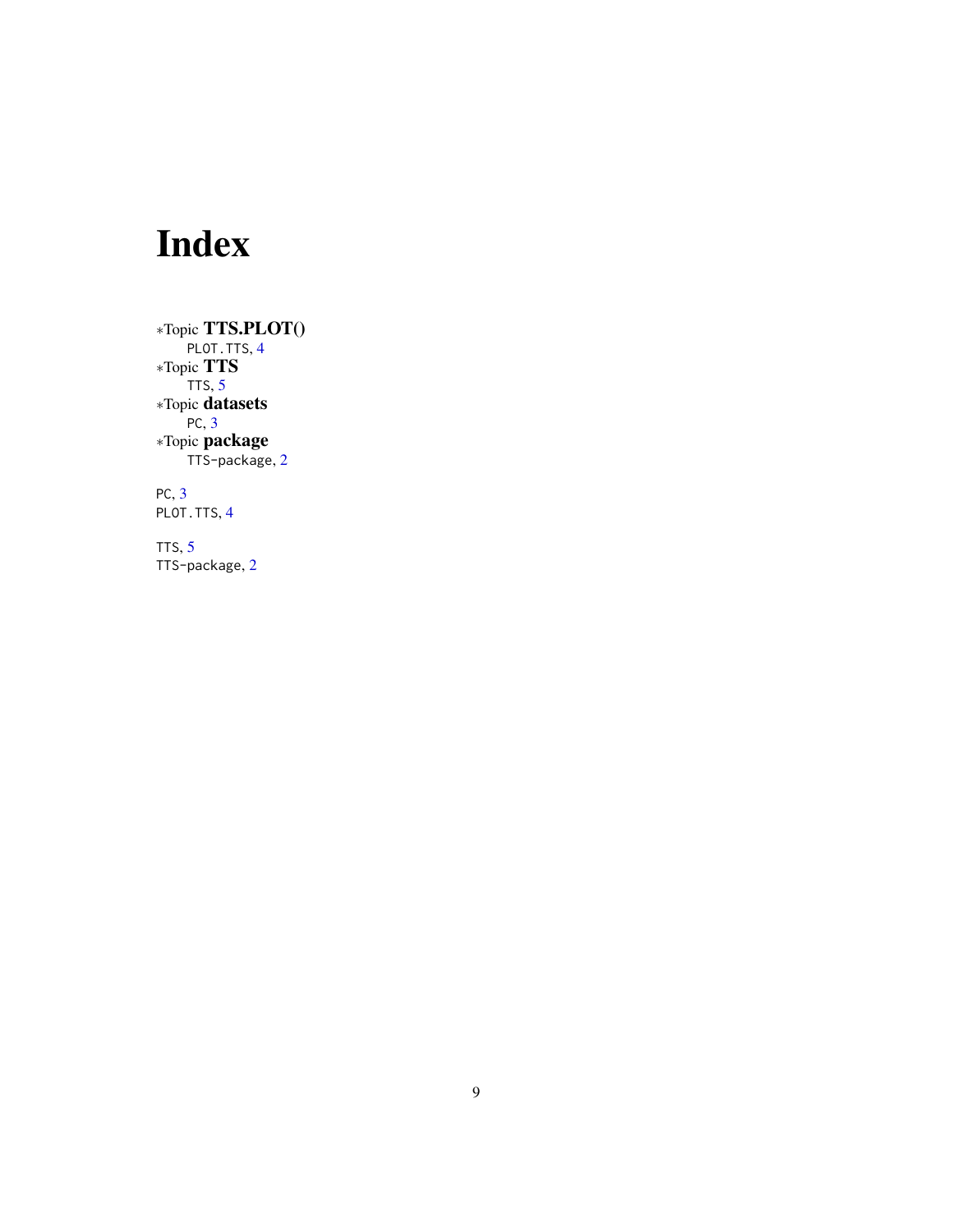# Index

*Topic **TTS.PLOT()**
  PLOT.TTS, 4
*Topic **TTS**
  TTS, 5
*Topic **datasets**
  PC, 3
*Topic **package**
  TTS-package, 2

PC, 3
PLOT.TTS, 4

TTS, 5
TTS-package, 2